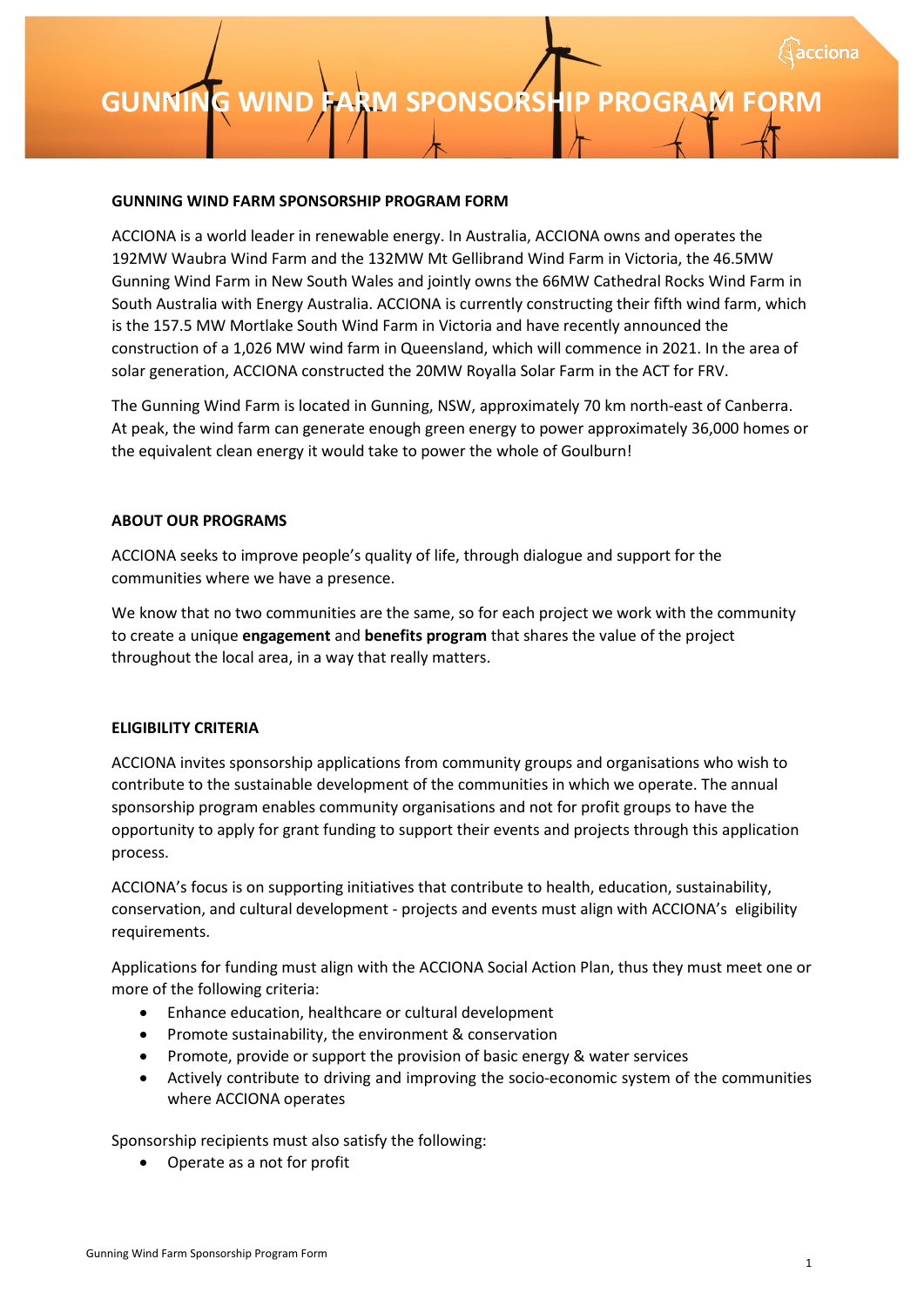# GUNNING WIND FARM SPONSORSHIP PROGRAM FORM

## GUNNING WIND FARM SPONSORSHIP PROGRAM FORM

ACCIONA is a world leader in renewable energy. In Australia, ACCIONA owns and operates the 192MW Waubra Wind Farm and the 132MW Mt Gellibrand Wind Farm in Victoria, the 46.5MW Gunning Wind Farm in New South Wales and jointly owns the 66MW Cathedral Rocks Wind Farm in South Australia with Energy Australia. ACCIONA is currently constructing their fifth wind farm, which is the 157.5 MW Mortlake South Wind Farm in Victoria and have recently announced the construction of a 1,026 MW wind farm in Queensland, which will commence in 2021. In the area of solar generation, ACCIONA constructed the 20MW Royalla Solar Farm in the ACT for FRV.

The Gunning Wind Farm is located in Gunning, NSW, approximately 70 km north-east of Canberra. At peak, the wind farm can generate enough green energy to power approximately 36,000 homes or the equivalent clean energy it would take to power the whole of Goulburn!

## ABOUT OUR PROGRAMS

ACCIONA seeks to improve people's quality of life, through dialogue and support for the communities where we have a presence.

We know that no two communities are the same, so for each project we work with the community to create a unique **engagement** and **benefits program** that shares the value of the project throughout the local area, in a way that really matters.

## ELIGIBILITY CRITERIA

ACCIONA invites sponsorship applications from community groups and organisations who wish to contribute to the sustainable development of the communities in which we operate. The annual sponsorship program enables community organisations and not for profit groups to have the opportunity to apply for grant funding to support their events and projects through this application process.

ACCIONA's focus is on supporting initiatives that contribute to health, education, sustainability, conservation, and cultural development - projects and events must align with ACCIONA's eligibility requirements.

Applications for funding must align with the ACCIONA Social Action Plan, thus they must meet one or more of the following criteria:

- Enhance education, healthcare or cultural development
- Promote sustainability, the environment & conservation
- Promote, provide or support the provision of basic energy & water services
- Actively contribute to driving and improving the socio-economic system of the communities where ACCIONA operates

Sponsorship recipients must also satisfy the following:

- Operate as a not for profit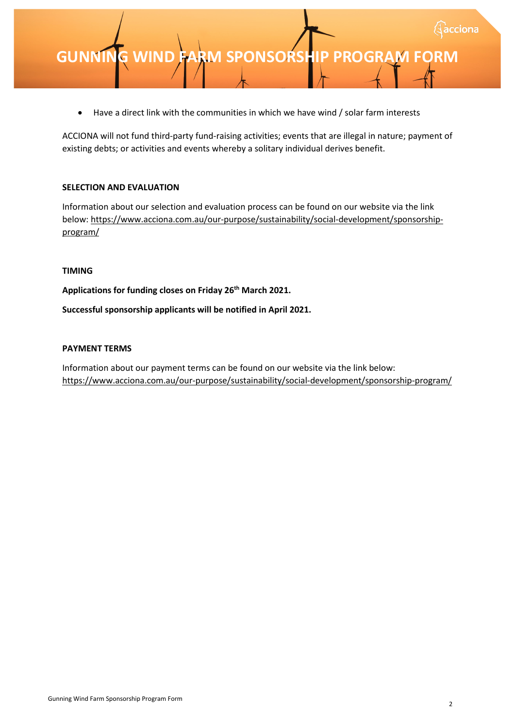# GUNNING WIND FARM SPONSORSHIP PROGRAM FORM

- Have a direct link with the communities in which we have wind / solar farm interests

ACCIONA will not fund third-party fund-raising activities; events that are illegal in nature; payment of existing debts; or activities and events whereby a solitary individual derives benefit.

**SELECTION AND EVALUATION**

Information about our selection and evaluation process can be found on our website via the link below: https://www.acciona.com.au/our-purpose/sustainability/social-development/sponsorship-program/

**TIMING**

**Applications for funding closes on Friday 26th March 2021.**

**Successful sponsorship applicants will be notified in April 2021.**

**PAYMENT TERMS**

Information about our payment terms can be found on our website via the link below: https://www.acciona.com.au/our-purpose/sustainability/social-development/sponsorship-program/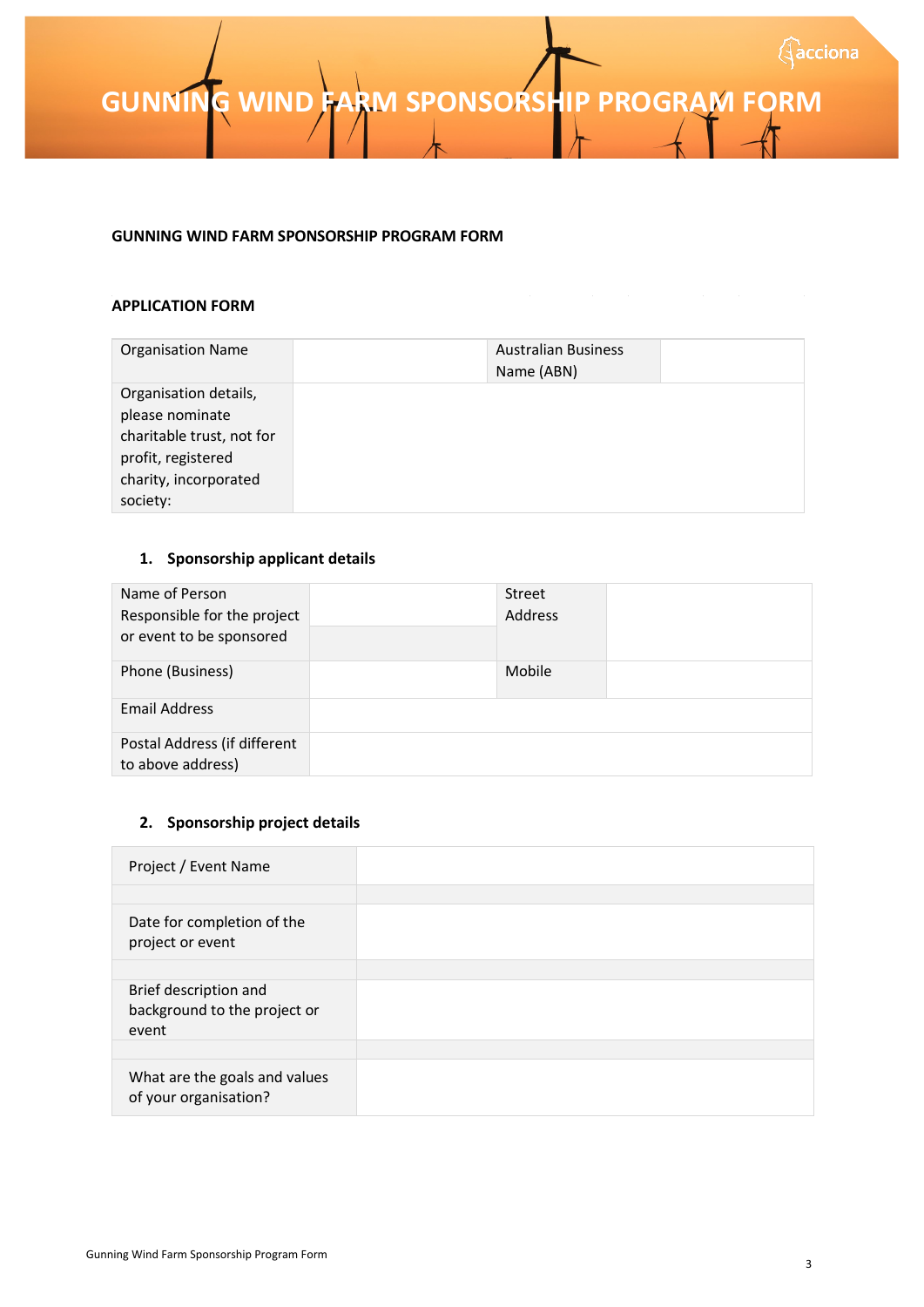# GUNNING WIND FARM SPONSORSHIP PROGRAM FORM

**GUNNING WIND FARM SPONSORSHIP PROGRAM FORM**

**APPLICATION FORM**

| Organisation Name | | Australian Business Name (ABN) | |
|---|---|---|---|
| Organisation details, please nominate charitable trust, not for profit, registered charity, incorporated society: | | | |

## 1. Sponsorship applicant details

| Name of Person Responsible for the project or event to be sponsored | | Street Address | |
|---|---|---|---|
| Phone (Business) | | Mobile | |
| Email Address | | | |
| Postal Address (if different to above address) | | | |

## 2. Sponsorship project details

| Project / Event Name | |
|---|---|
| | |
| Date for completion of the project or event | |
| | |
| Brief description and background to the project or event | |
| | |
| What are the goals and values of your organisation? | |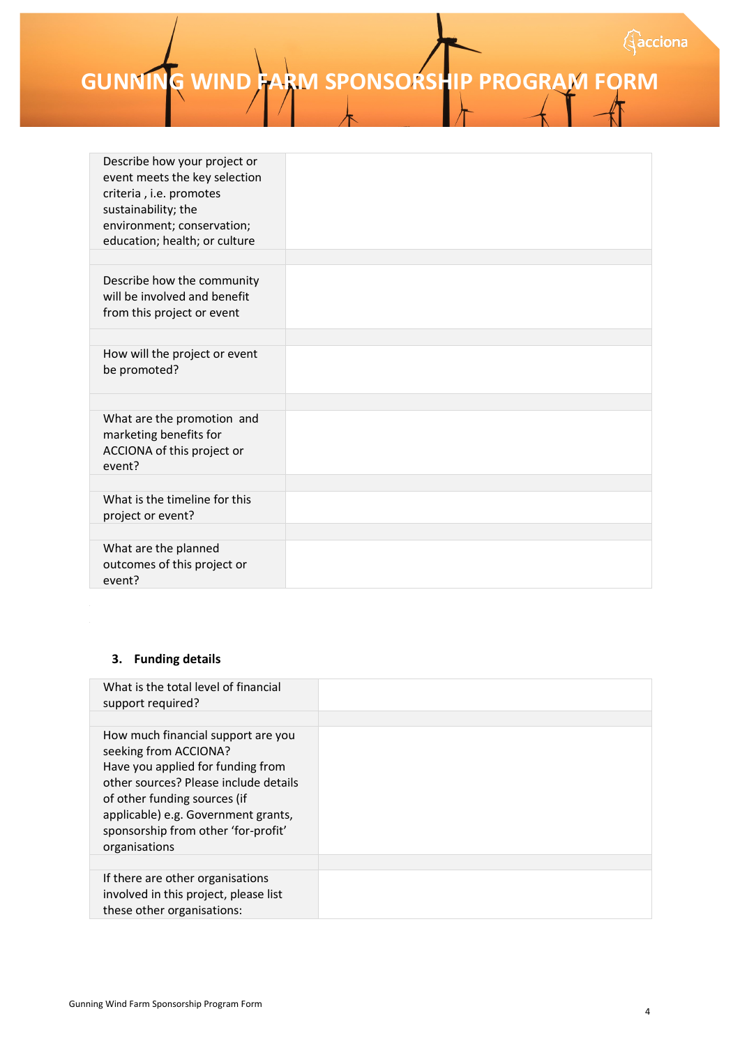# GUNNING WIND FARM SPONSORSHIP PROGRAM FORM

| | |
|---|---|
| Describe how your project or event meets the key selection criteria , i.e. promotes sustainability; the environment; conservation; education; health; or culture | |
| | |
| Describe how the community will be involved and benefit from this project or event | |
| | |
| How will the project or event be promoted? | |
| | |
| What are the promotion and marketing benefits for ACCIONA of this project or event? | |
| | |
| What is the timeline for this project or event? | |
| | |
| What are the planned outcomes of this project or event? | |

### 3. Funding details

| | |
|---|---|
| What is the total level of financial support required? | |
| | |
| How much financial support are you seeking from ACCIONA? Have you applied for funding from other sources? Please include details of other funding sources (if applicable) e.g. Government grants, sponsorship from other 'for-profit' organisations | |
| | |
| If there are other organisations involved in this project, please list these other organisations: | |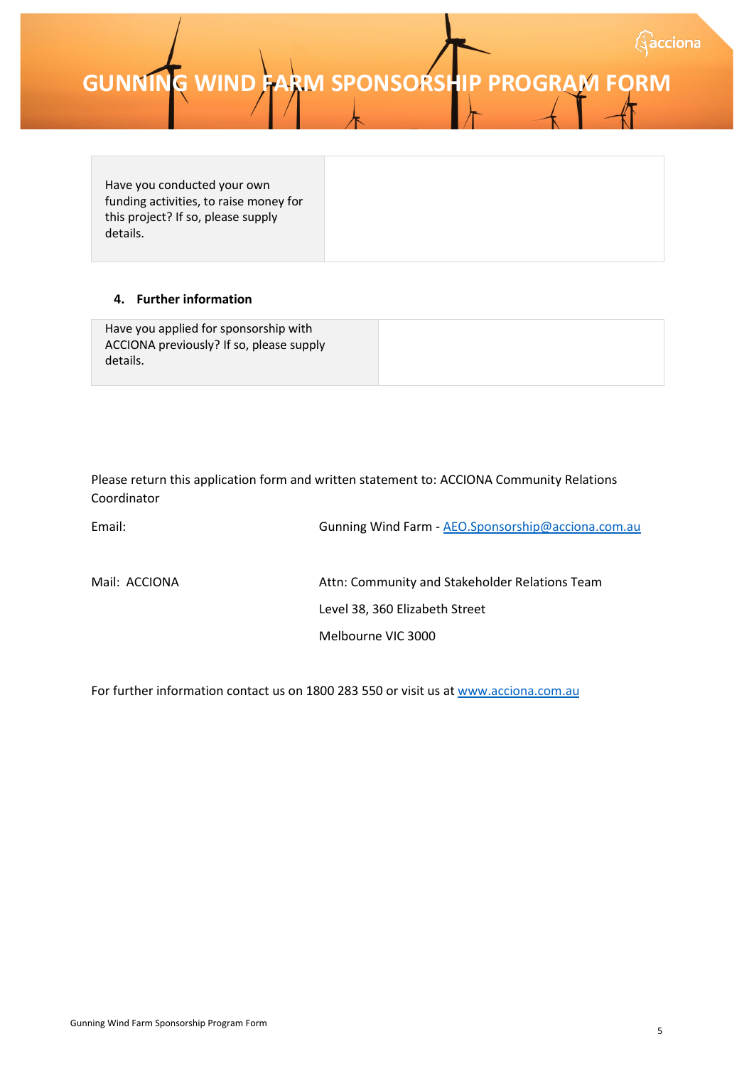# GUNNING WIND FARM SPONSORSHIP PROGRAM FORM

| Have you conducted your own funding activities, to raise money for this project? If so, please supply details. | |
|---|---|

**4. Further information**

| Have you applied for sponsorship with ACCIONA previously? If so, please supply details. | |
|---|---|

Please return this application form and written statement to: ACCIONA Community Relations Coordinator

Email: Gunning Wind Farm - [AEO.Sponsorship@acciona.com.au](mailto:AEO.Sponsorship@acciona.com.au)

Mail: ACCIONA
Attn: Community and Stakeholder Relations Team
Level 38, 360 Elizabeth Street
Melbourne VIC 3000

For further information contact us on 1800 283 550 or visit us at [www.acciona.com.au](http://www.acciona.com.au)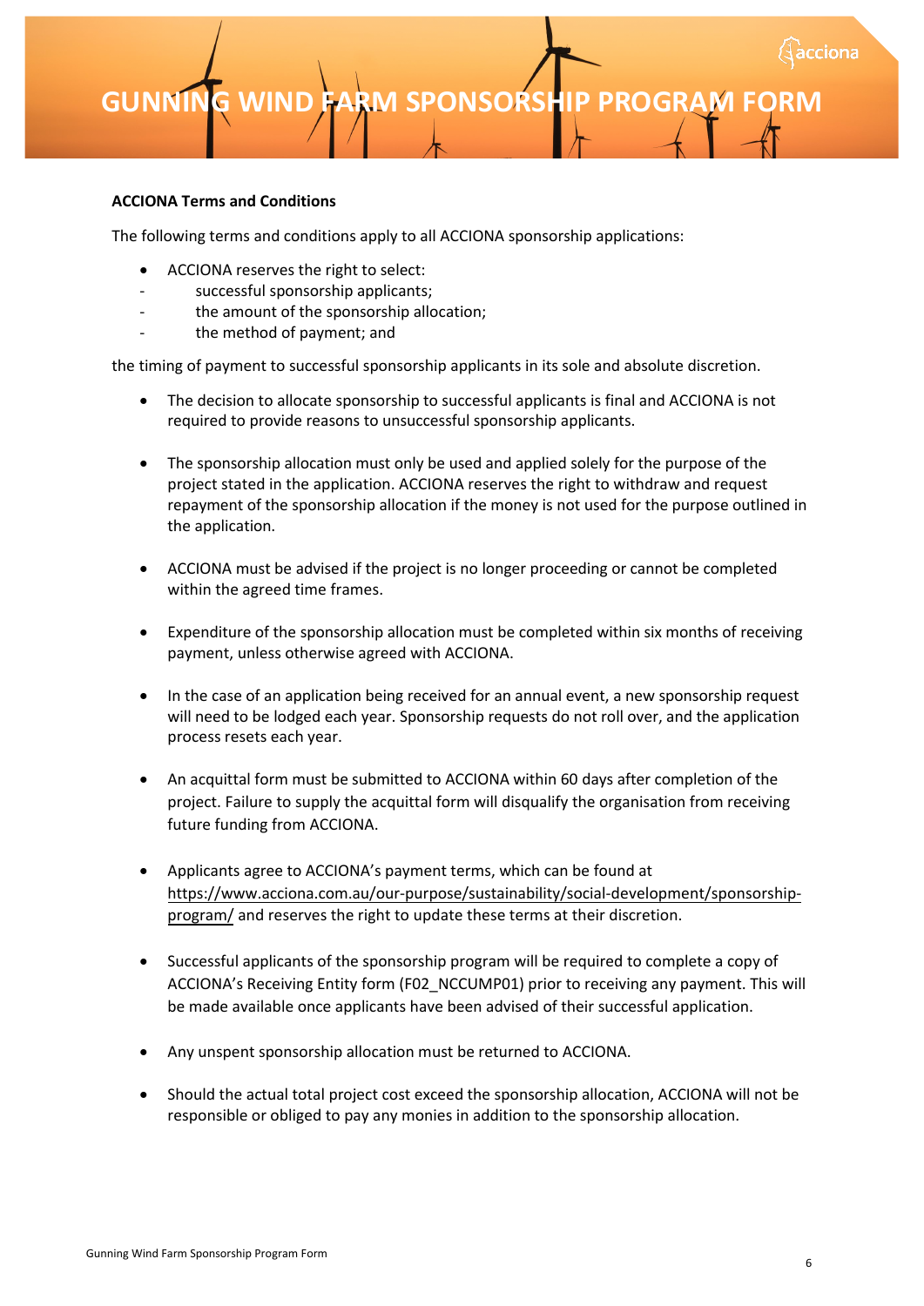# GUNNING WIND FARM SPONSORSHIP PROGRAM FORM

**ACCIONA Terms and Conditions**

The following terms and conditions apply to all ACCIONA sponsorship applications:

- ACCIONA reserves the right to select:
  - successful sponsorship applicants;
  - the amount of the sponsorship allocation;
  - the method of payment; and

the timing of payment to successful sponsorship applicants in its sole and absolute discretion.

- The decision to allocate sponsorship to successful applicants is final and ACCIONA is not required to provide reasons to unsuccessful sponsorship applicants.

- The sponsorship allocation must only be used and applied solely for the purpose of the project stated in the application. ACCIONA reserves the right to withdraw and request repayment of the sponsorship allocation if the money is not used for the purpose outlined in the application.

- ACCIONA must be advised if the project is no longer proceeding or cannot be completed within the agreed time frames.

- Expenditure of the sponsorship allocation must be completed within six months of receiving payment, unless otherwise agreed with ACCIONA.

- In the case of an application being received for an annual event, a new sponsorship request will need to be lodged each year. Sponsorship requests do not roll over, and the application process resets each year.

- An acquittal form must be submitted to ACCIONA within 60 days after completion of the project. Failure to supply the acquittal form will disqualify the organisation from receiving future funding from ACCIONA.

- Applicants agree to ACCIONA's payment terms, which can be found at https://www.acciona.com.au/our-purpose/sustainability/social-development/sponsorship-program/ and reserves the right to update these terms at their discretion.

- Successful applicants of the sponsorship program will be required to complete a copy of ACCIONA's Receiving Entity form (F02_NCCUMP01) prior to receiving any payment. This will be made available once applicants have been advised of their successful application.

- Any unspent sponsorship allocation must be returned to ACCIONA.

- Should the actual total project cost exceed the sponsorship allocation, ACCIONA will not be responsible or obliged to pay any monies in addition to the sponsorship allocation.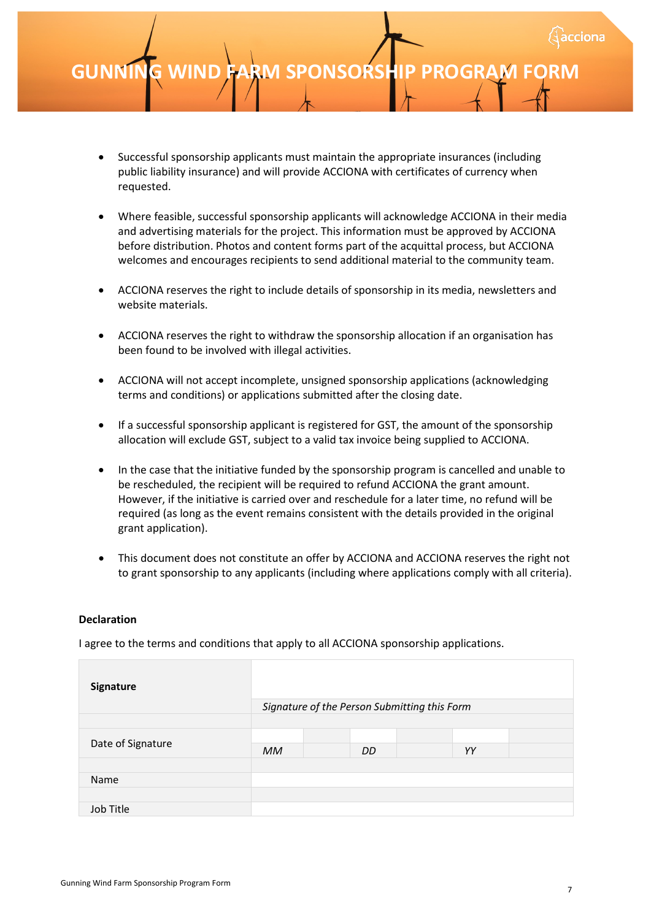# GUNNING WIND FARM SPONSORSHIP PROGRAM FORM

- Successful sponsorship applicants must maintain the appropriate insurances (including public liability insurance) and will provide ACCIONA with certificates of currency when requested.
- Where feasible, successful sponsorship applicants will acknowledge ACCIONA in their media and advertising materials for the project. This information must be approved by ACCIONA before distribution. Photos and content forms part of the acquittal process, but ACCIONA welcomes and encourages recipients to send additional material to the community team.
- ACCIONA reserves the right to include details of sponsorship in its media, newsletters and website materials.
- ACCIONA reserves the right to withdraw the sponsorship allocation if an organisation has been found to be involved with illegal activities.
- ACCIONA will not accept incomplete, unsigned sponsorship applications (acknowledging terms and conditions) or applications submitted after the closing date.
- If a successful sponsorship applicant is registered for GST, the amount of the sponsorship allocation will exclude GST, subject to a valid tax invoice being supplied to ACCIONA.
- In the case that the initiative funded by the sponsorship program is cancelled and unable to be rescheduled, the recipient will be required to refund ACCIONA the grant amount. However, if the initiative is carried over and reschedule for a later time, no refund will be required (as long as the event remains consistent with the details provided in the original grant application).
- This document does not constitute an offer by ACCIONA and ACCIONA reserves the right not to grant sponsorship to any applicants (including where applications comply with all criteria).

**Declaration**

I agree to the terms and conditions that apply to all ACCIONA sponsorship applications.

| | | | | | | |
|---|---|---|---|---|---|---|
| **Signature** | *Signature of the Person Submitting this Form* | | | | | |
| Date of Signature | *MM* | | *DD* | | *YY* | |
| Name | | | | | | |
| Job Title | | | | | | |